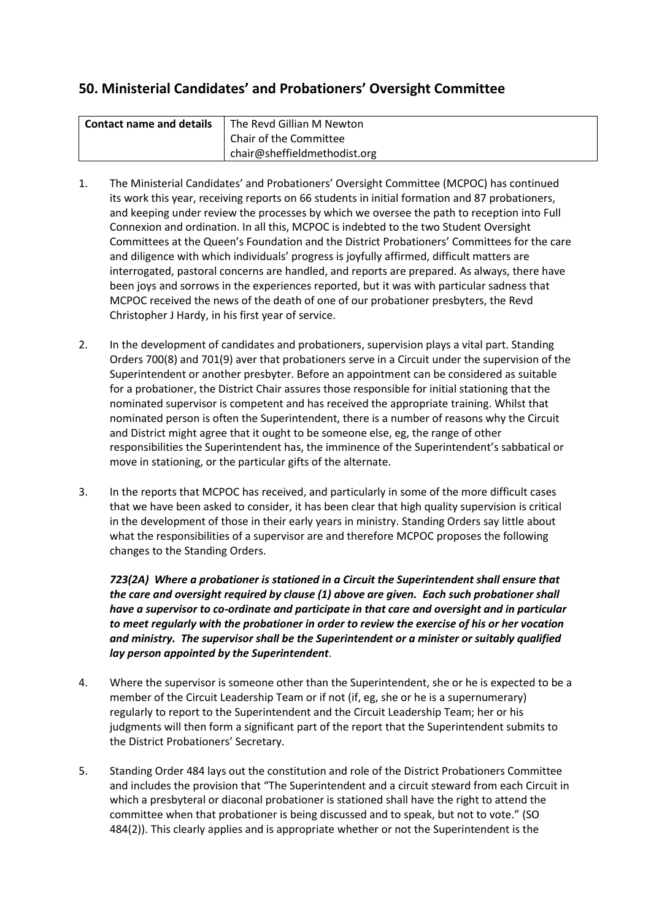## 50. Ministerial Candidates' and Probationers' Oversight Committee

| **Contact name and details** | The Revd Gillian M Newton<br>Chair of the Committee<br>chair@sheffieldmethodist.org |
|---|---|

1. The Ministerial Candidates' and Probationers' Oversight Committee (MCPOC) has continued its work this year, receiving reports on 66 students in initial formation and 87 probationers, and keeping under review the processes by which we oversee the path to reception into Full Connexion and ordination. In all this, MCPOC is indebted to the two Student Oversight Committees at the Queen's Foundation and the District Probationers' Committees for the care and diligence with which individuals' progress is joyfully affirmed, difficult matters are interrogated, pastoral concerns are handled, and reports are prepared. As always, there have been joys and sorrows in the experiences reported, but it was with particular sadness that MCPOC received the news of the death of one of our probationer presbyters, the Revd Christopher J Hardy, in his first year of service.

2. In the development of candidates and probationers, supervision plays a vital part. Standing Orders 700(8) and 701(9) aver that probationers serve in a Circuit under the supervision of the Superintendent or another presbyter. Before an appointment can be considered as suitable for a probationer, the District Chair assures those responsible for initial stationing that the nominated supervisor is competent and has received the appropriate training. Whilst that nominated person is often the Superintendent, there is a number of reasons why the Circuit and District might agree that it ought to be someone else, eg, the range of other responsibilities the Superintendent has, the imminence of the Superintendent's sabbatical or move in stationing, or the particular gifts of the alternate.

3. In the reports that MCPOC has received, and particularly in some of the more difficult cases that we have been asked to consider, it has been clear that high quality supervision is critical in the development of those in their early years in ministry. Standing Orders say little about what the responsibilities of a supervisor are and therefore MCPOC proposes the following changes to the Standing Orders.

   ***723(2A) Where a probationer is stationed in a Circuit the Superintendent shall ensure that the care and oversight required by clause (1) above are given. Each such probationer shall have a supervisor to co-ordinate and participate in that care and oversight and in particular to meet regularly with the probationer in order to review the exercise of his or her vocation and ministry. The supervisor shall be the Superintendent or a minister or suitably qualified lay person appointed by the Superintendent***.

4. Where the supervisor is someone other than the Superintendent, she or he is expected to be a member of the Circuit Leadership Team or if not (if, eg, she or he is a supernumerary) regularly to report to the Superintendent and the Circuit Leadership Team; her or his judgments will then form a significant part of the report that the Superintendent submits to the District Probationers' Secretary.

5. Standing Order 484 lays out the constitution and role of the District Probationers Committee and includes the provision that "The Superintendent and a circuit steward from each Circuit in which a presbyteral or diaconal probationer is stationed shall have the right to attend the committee when that probationer is being discussed and to speak, but not to vote." (SO 484(2)). This clearly applies and is appropriate whether or not the Superintendent is the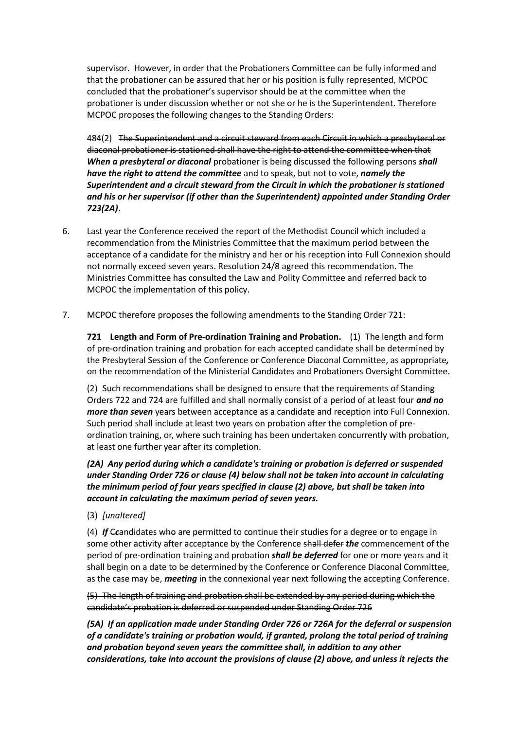supervisor. However, in order that the Probationers Committee can be fully informed and that the probationer can be assured that her or his position is fully represented, MCPOC concluded that the probationer's supervisor should be at the committee when the probationer is under discussion whether or not she or he is the Superintendent. Therefore MCPOC proposes the following changes to the Standing Orders:

484(2) ~~The Superintendent and a circuit steward from each Circuit in which a presbyteral or diaconal probationer is stationed shall have the right to attend the committee when that~~ ***When a presbyteral or diaconal*** probationer is being discussed the following persons ***shall have the right to attend the committee*** and to speak, but not to vote, ***namely the Superintendent and a circuit steward from the Circuit in which the probationer is stationed and his or her supervisor (if other than the Superintendent) appointed under Standing Order 723(2A)***.

6. Last year the Conference received the report of the Methodist Council which included a recommendation from the Ministries Committee that the maximum period between the acceptance of a candidate for the ministry and her or his reception into Full Connexion should not normally exceed seven years. Resolution 24/8 agreed this recommendation. The Ministries Committee has consulted the Law and Polity Committee and referred back to MCPOC the implementation of this policy.

7. MCPOC therefore proposes the following amendments to the Standing Order 721:

**721 Length and Form of Pre-ordination Training and Probation.** (1) The length and form of pre-ordination training and probation for each accepted candidate shall be determined by the Presbyteral Session of the Conference or Conference Diaconal Committee, as appropriate***,*** on the recommendation of the Ministerial Candidates and Probationers Oversight Committee.

(2) Such recommendations shall be designed to ensure that the requirements of Standing Orders 722 and 724 are fulfilled and shall normally consist of a period of at least four ***and no more than seven*** years between acceptance as a candidate and reception into Full Connexion. Such period shall include at least two years on probation after the completion of pre-ordination training, or, where such training has been undertaken concurrently with probation, at least one further year after its completion.

***(2A) Any period during which a candidate's training or probation is deferred or suspended under Standing Order 726 or clause (4) below shall not be taken into account in calculating the minimum period of four years specified in clause (2) above, but shall be taken into account in calculating the maximum period of seven years.***

(3) *[unaltered]*

(4) ***If*** ~~C~~***c***andidates ~~who~~ are permitted to continue their studies for a degree or to engage in some other activity after acceptance by the Conference ~~shall defer~~ ***the*** commencement of the period of pre-ordination training and probation ***shall be deferred*** for one or more years and it shall begin on a date to be determined by the Conference or Conference Diaconal Committee, as the case may be, ***meeting*** in the connexional year next following the accepting Conference.

~~(5) The length of training and probation shall be extended by any period during which the candidate's probation is deferred or suspended under Standing Order 726~~

***(5A) If an application made under Standing Order 726 or 726A for the deferral or suspension of a candidate's training or probation would, if granted, prolong the total period of training and probation beyond seven years the committee shall, in addition to any other considerations, take into account the provisions of clause (2) above, and unless it rejects the***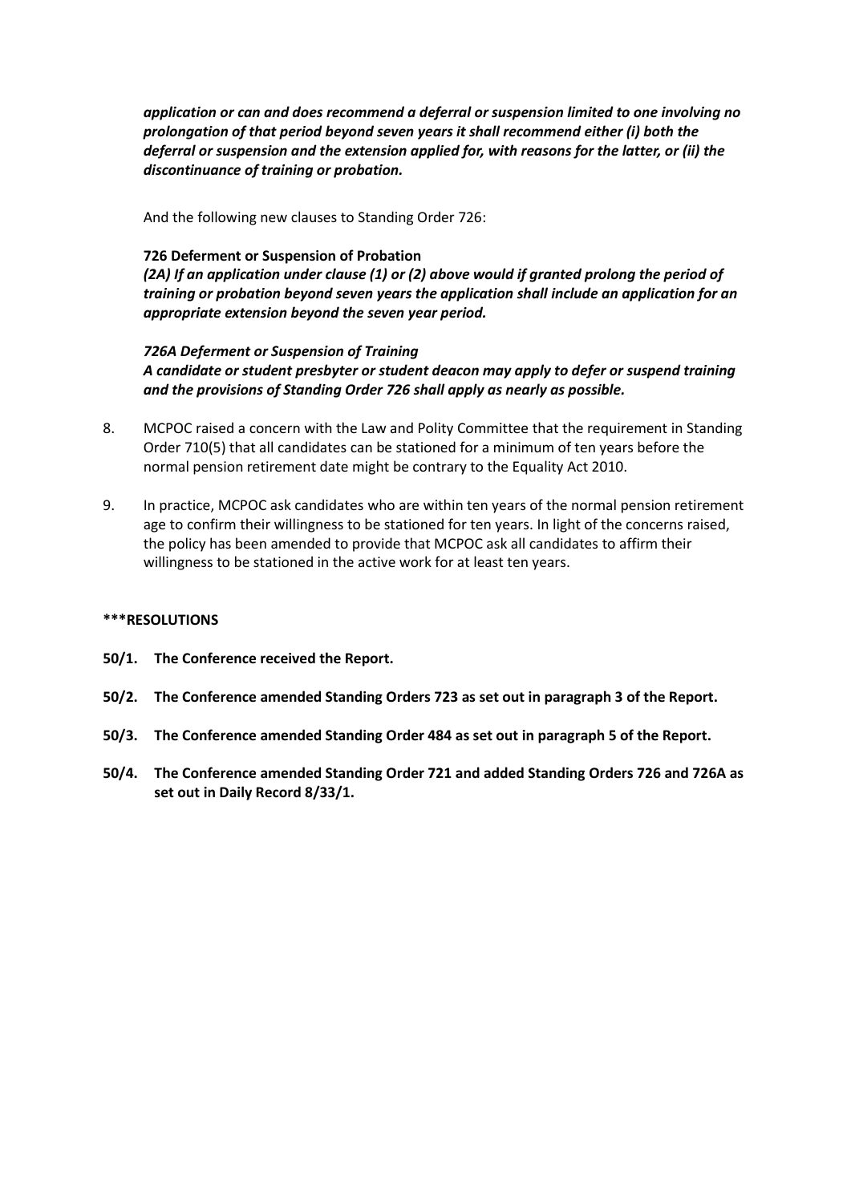***application or can and does recommend a deferral or suspension limited to one involving no prolongation of that period beyond seven years it shall recommend either (i) both the deferral or suspension and the extension applied for, with reasons for the latter, or (ii) the discontinuance of training or probation.***

And the following new clauses to Standing Order 726:

**726 Deferment or Suspension of Probation**
***(2A) If an application under clause (1) or (2) above would if granted prolong the period of training or probation beyond seven years the application shall include an application for an appropriate extension beyond the seven year period.***

***726A Deferment or Suspension of Training***
***A candidate or student presbyter or student deacon may apply to defer or suspend training and the provisions of Standing Order 726 shall apply as nearly as possible.***

8. MCPOC raised a concern with the Law and Polity Committee that the requirement in Standing Order 710(5) that all candidates can be stationed for a minimum of ten years before the normal pension retirement date might be contrary to the Equality Act 2010.

9. In practice, MCPOC ask candidates who are within ten years of the normal pension retirement age to confirm their willingness to be stationed for ten years. In light of the concerns raised, the policy has been amended to provide that MCPOC ask all candidates to affirm their willingness to be stationed in the active work for at least ten years.

**\*\*\*RESOLUTIONS**

**50/1. The Conference received the Report.**

**50/2. The Conference amended Standing Orders 723 as set out in paragraph 3 of the Report.**

**50/3. The Conference amended Standing Order 484 as set out in paragraph 5 of the Report.**

**50/4. The Conference amended Standing Order 721 and added Standing Orders 726 and 726A as set out in Daily Record 8/33/1.**